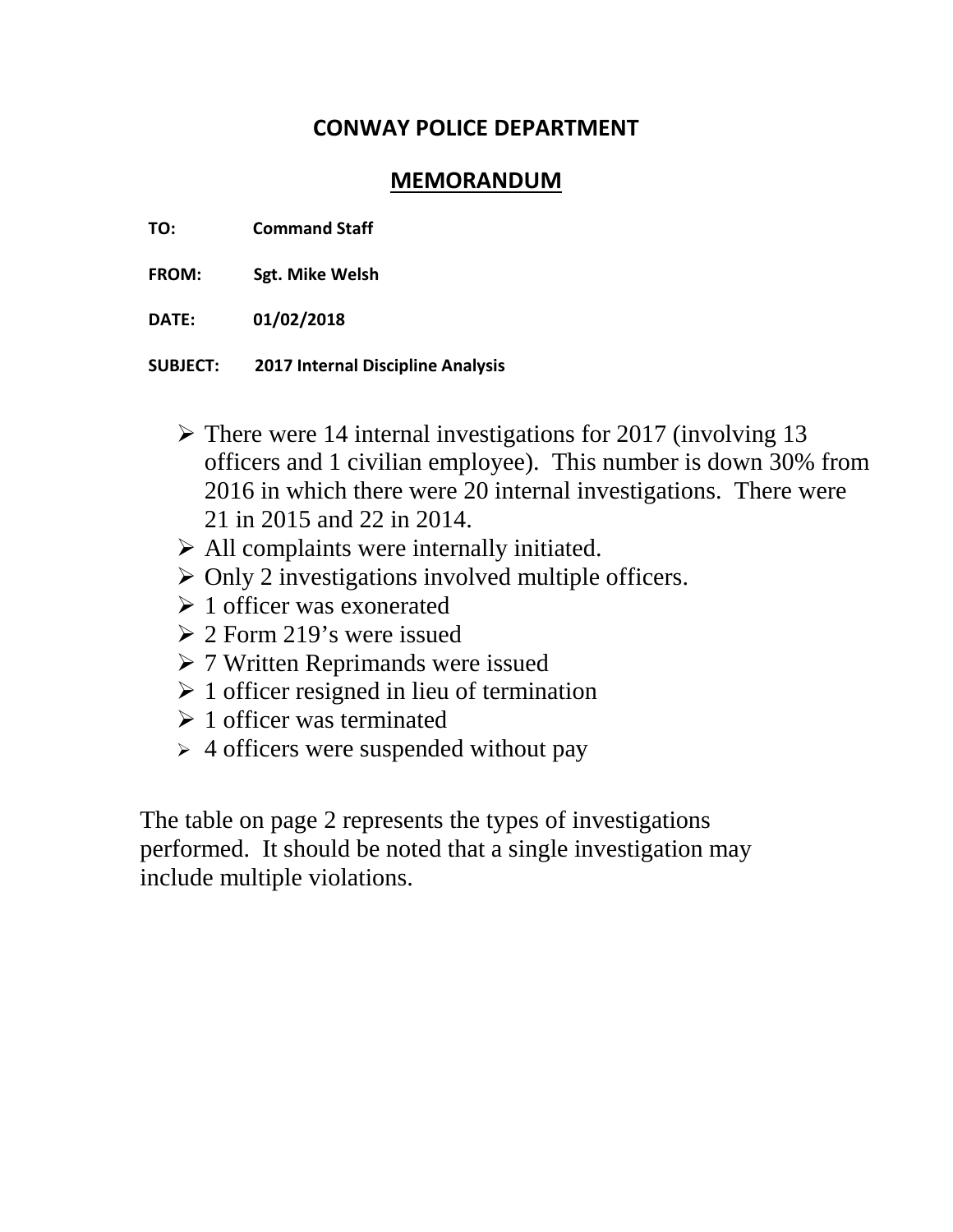# CONWAY POLICE DEPARTMENT

## MEMORANDUM

**TO:** Command Staff

**FROM:** Sgt. Mike Welsh

**DATE:** 01/02/2018

**SUBJECT:** 2017 Internal Discipline Analysis

- There were 14 internal investigations for 2017 (involving 13 officers and 1 civilian employee). This number is down 30% from 2016 in which there were 20 internal investigations. There were 21 in 2015 and 22 in 2014.
- All complaints were internally initiated.
- Only 2 investigations involved multiple officers.
- 1 officer was exonerated
- 2 Form 219's were issued
- 7 Written Reprimands were issued
- 1 officer resigned in lieu of termination
- 1 officer was terminated
- 4 officers were suspended without pay

The table on page 2 represents the types of investigations performed. It should be noted that a single investigation may include multiple violations.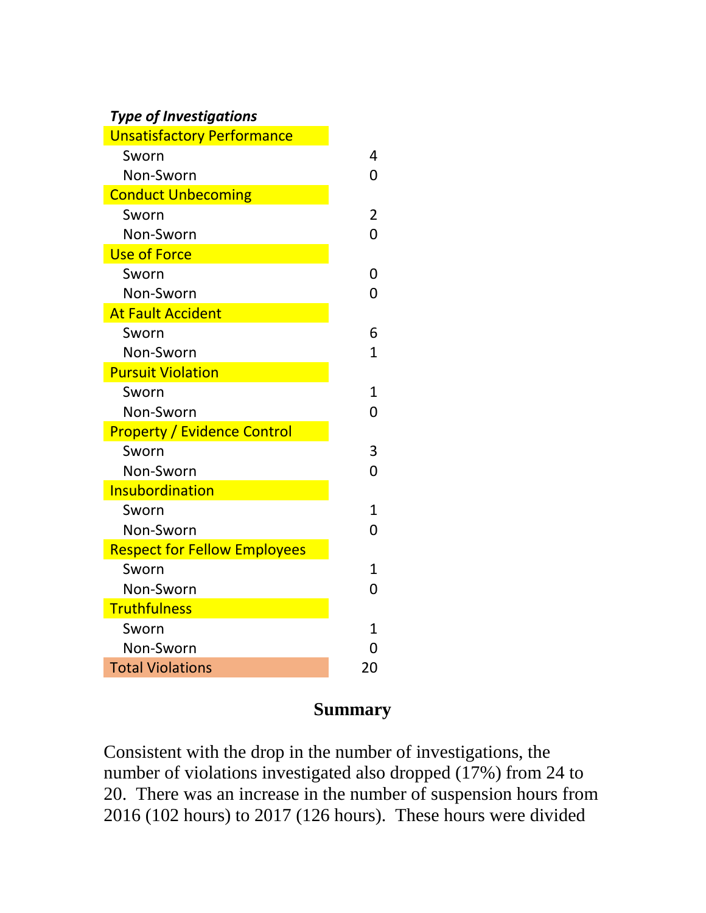| *Type of Investigations* | |
|---|---|
| Unsatisfactory Performance | |
| Sworn | 4 |
| Non-Sworn | 0 |
| Conduct Unbecoming | |
| Sworn | 2 |
| Non-Sworn | 0 |
| Use of Force | |
| Sworn | 0 |
| Non-Sworn | 0 |
| At Fault Accident | |
| Sworn | 6 |
| Non-Sworn | 1 |
| Pursuit Violation | |
| Sworn | 1 |
| Non-Sworn | 0 |
| Property / Evidence Control | |
| Sworn | 3 |
| Non-Sworn | 0 |
| Insubordination | |
| Sworn | 1 |
| Non-Sworn | 0 |
| Respect for Fellow Employees | |
| Sworn | 1 |
| Non-Sworn | 0 |
| Truthfulness | |
| Sworn | 1 |
| Non-Sworn | 0 |
| Total Violations | 20 |

## Summary

Consistent with the drop in the number of investigations, the number of violations investigated also dropped (17%) from 24 to 20. There was an increase in the number of suspension hours from 2016 (102 hours) to 2017 (126 hours). These hours were divided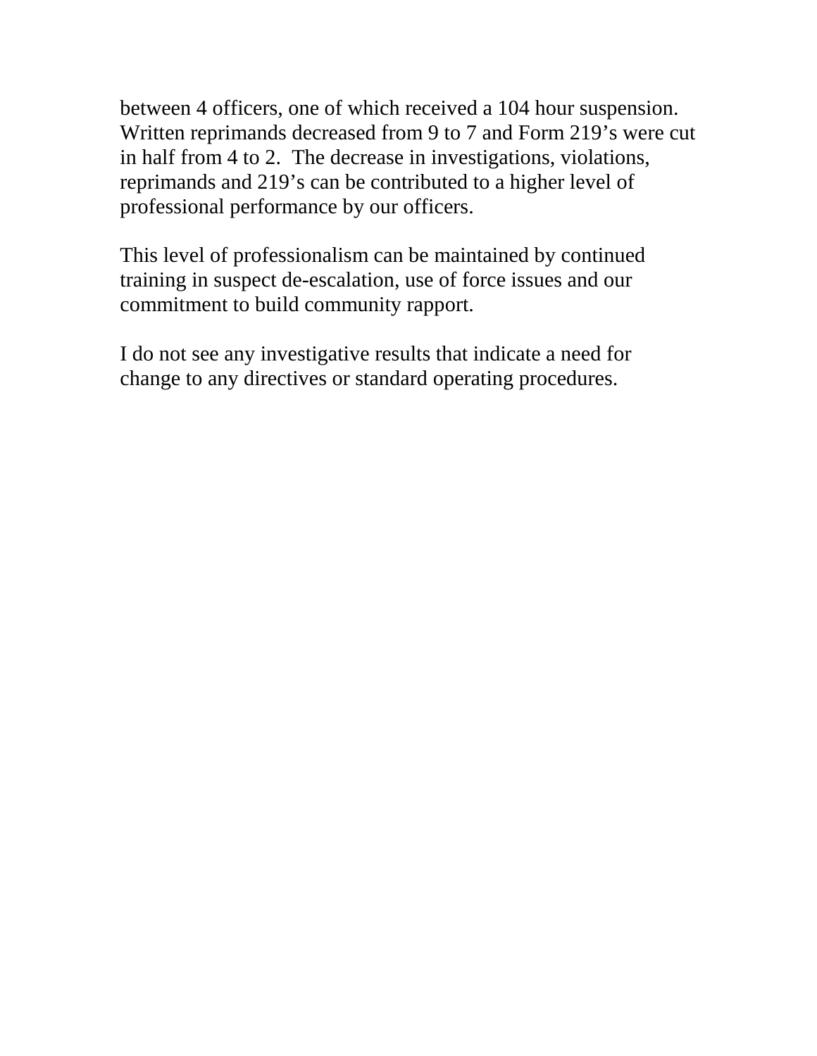between 4 officers, one of which received a 104 hour suspension. Written reprimands decreased from 9 to 7 and Form 219's were cut in half from 4 to 2. The decrease in investigations, violations, reprimands and 219's can be contributed to a higher level of professional performance by our officers.

This level of professionalism can be maintained by continued training in suspect de-escalation, use of force issues and our commitment to build community rapport.

I do not see any investigative results that indicate a need for change to any directives or standard operating procedures.